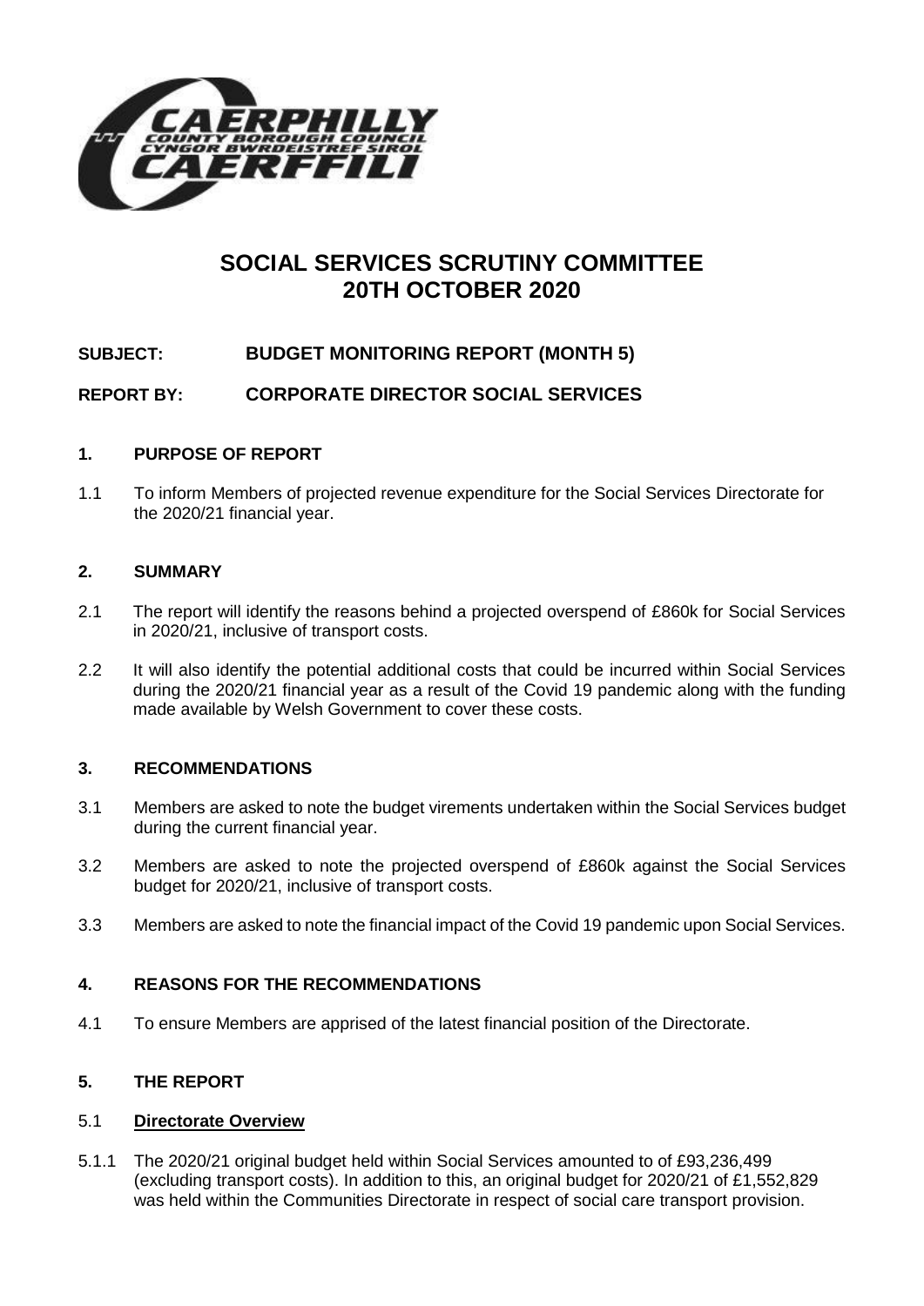# SOCIAL SERVICES SCRUTINY COMMITTEE
# 20TH OCTOBER 2020

**SUBJECT: BUDGET MONITORING REPORT (MONTH 5)**

**REPORT BY: CORPORATE DIRECTOR SOCIAL SERVICES**

## 1. PURPOSE OF REPORT

1.1 To inform Members of projected revenue expenditure for the Social Services Directorate for the 2020/21 financial year.

## 2. SUMMARY

2.1 The report will identify the reasons behind a projected overspend of £860k for Social Services in 2020/21, inclusive of transport costs.

2.2 It will also identify the potential additional costs that could be incurred within Social Services during the 2020/21 financial year as a result of the Covid 19 pandemic along with the funding made available by Welsh Government to cover these costs.

## 3. RECOMMENDATIONS

3.1 Members are asked to note the budget virements undertaken within the Social Services budget during the current financial year.

3.2 Members are asked to note the projected overspend of £860k against the Social Services budget for 2020/21, inclusive of transport costs.

3.3 Members are asked to note the financial impact of the Covid 19 pandemic upon Social Services.

## 4. REASONS FOR THE RECOMMENDATIONS

4.1 To ensure Members are apprised of the latest financial position of the Directorate.

## 5. THE REPORT

### 5.1 Directorate Overview

5.1.1 The 2020/21 original budget held within Social Services amounted to of £93,236,499 (excluding transport costs). In addition to this, an original budget for 2020/21 of £1,552,829 was held within the Communities Directorate in respect of social care transport provision.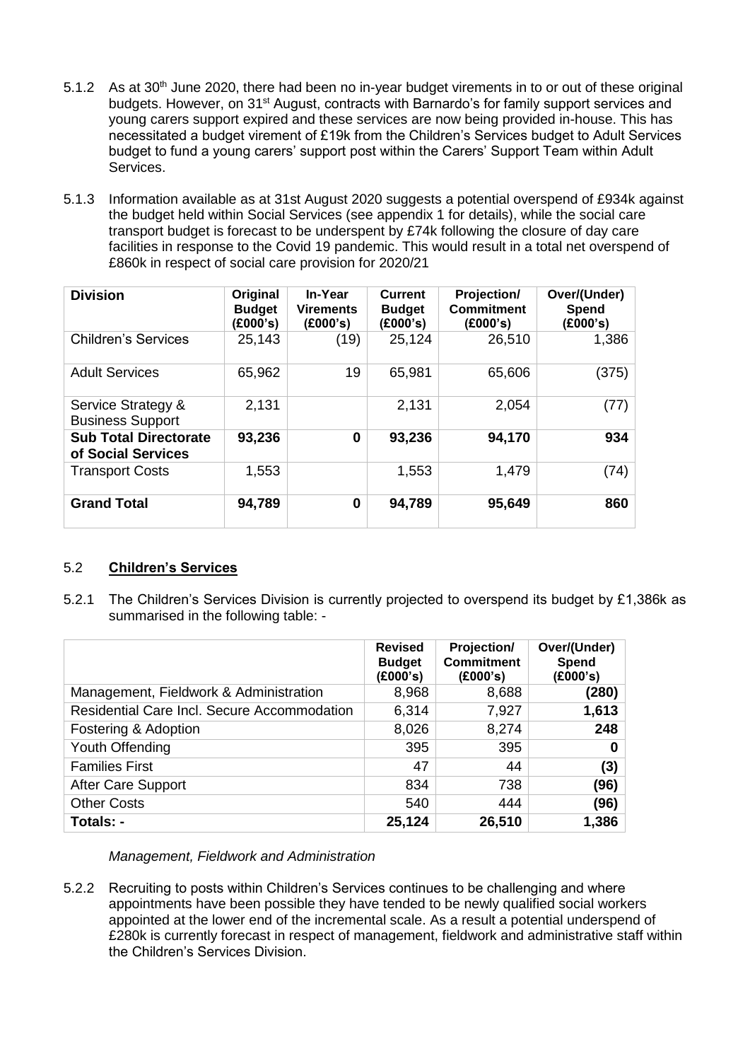5.1.2 As at 30th June 2020, there had been no in-year budget virements in to or out of these original budgets. However, on 31st August, contracts with Barnardo's for family support services and young carers support expired and these services are now being provided in-house. This has necessitated a budget virement of £19k from the Children's Services budget to Adult Services budget to fund a young carers' support post within the Carers' Support Team within Adult Services.

5.1.3 Information available as at 31st August 2020 suggests a potential overspend of £934k against the budget held within Social Services (see appendix 1 for details), while the social care transport budget is forecast to be underspent by £74k following the closure of day care facilities in response to the Covid 19 pandemic. This would result in a total net overspend of £860k in respect of social care provision for 2020/21

| Division | Original Budget (£000's) | In-Year Virements (£000's) | Current Budget (£000's) | Projection/ Commitment (£000's) | Over/(Under) Spend (£000's) |
|---|---|---|---|---|---|
| Children's Services | 25,143 | (19) | 25,124 | 26,510 | 1,386 |
| Adult Services | 65,962 | 19 | 65,981 | 65,606 | (375) |
| Service Strategy & Business Support | 2,131 | | 2,131 | 2,054 | (77) |
| **Sub Total Directorate of Social Services** | **93,236** | **0** | **93,236** | **94,170** | **934** |
| Transport Costs | 1,553 | | 1,553 | 1,479 | (74) |
| **Grand Total** | **94,789** | **0** | **94,789** | **95,649** | **860** |

## 5.2 Children's Services

5.2.1 The Children's Services Division is currently projected to overspend its budget by £1,386k as summarised in the following table: -

| | Revised Budget (£000's) | Projection/ Commitment (£000's) | Over/(Under) Spend (£000's) |
|---|---|---|---|
| Management, Fieldwork & Administration | 8,968 | 8,688 | **(280)** |
| Residential Care Incl. Secure Accommodation | 6,314 | 7,927 | **1,613** |
| Fostering & Adoption | 8,026 | 8,274 | **248** |
| Youth Offending | 395 | 395 | **0** |
| Families First | 47 | 44 | **(3)** |
| After Care Support | 834 | 738 | **(96)** |
| Other Costs | 540 | 444 | **(96)** |
| **Totals: -** | **25,124** | **26,510** | **1,386** |

*Management, Fieldwork and Administration*

5.2.2 Recruiting to posts within Children's Services continues to be challenging and where appointments have been possible they have tended to be newly qualified social workers appointed at the lower end of the incremental scale. As a result a potential underspend of £280k is currently forecast in respect of management, fieldwork and administrative staff within the Children's Services Division.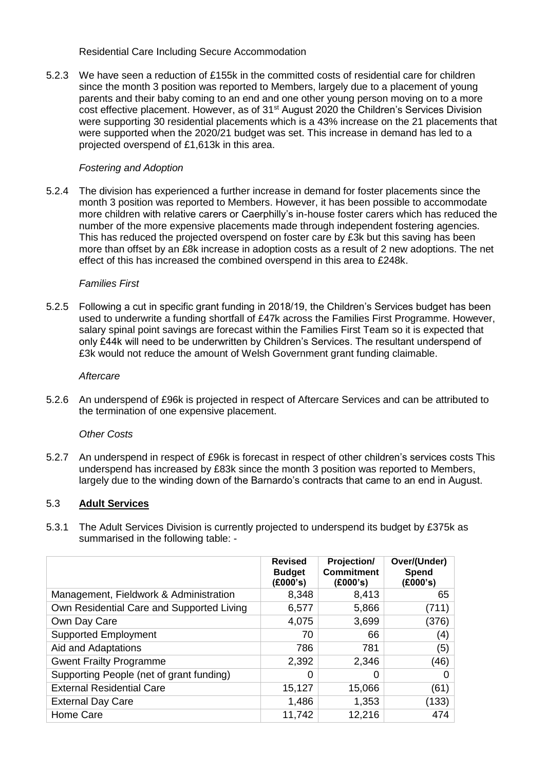Residential Care Including Secure Accommodation

5.2.3 We have seen a reduction of £155k in the committed costs of residential care for children since the month 3 position was reported to Members, largely due to a placement of young parents and their baby coming to an end and one other young person moving on to a more cost effective placement. However, as of 31st August 2020 the Children's Services Division were supporting 30 residential placements which is a 43% increase on the 21 placements that were supported when the 2020/21 budget was set. This increase in demand has led to a projected overspend of £1,613k in this area.

*Fostering and Adoption*

5.2.4 The division has experienced a further increase in demand for foster placements since the month 3 position was reported to Members. However, it has been possible to accommodate more children with relative carers or Caerphilly's in-house foster carers which has reduced the number of the more expensive placements made through independent fostering agencies. This has reduced the projected overspend on foster care by £3k but this saving has been more than offset by an £8k increase in adoption costs as a result of 2 new adoptions. The net effect of this has increased the combined overspend in this area to £248k.

*Families First*

5.2.5 Following a cut in specific grant funding in 2018/19, the Children's Services budget has been used to underwrite a funding shortfall of £47k across the Families First Programme. However, salary spinal point savings are forecast within the Families First Team so it is expected that only £44k will need to be underwritten by Children's Services. The resultant underspend of £3k would not reduce the amount of Welsh Government grant funding claimable.

*Aftercare*

5.2.6 An underspend of £96k is projected in respect of Aftercare Services and can be attributed to the termination of one expensive placement.

*Other Costs*

5.2.7 An underspend in respect of £96k is forecast in respect of other children's services costs This underspend has increased by £83k since the month 3 position was reported to Members, largely due to the winding down of the Barnardo's contracts that came to an end in August.

## 5.3 Adult Services

5.3.1 The Adult Services Division is currently projected to underspend its budget by £375k as summarised in the following table: -

| | Revised Budget (£000's) | Projection/ Commitment (£000's) | Over/(Under) Spend (£000's) |
|---|---|---|---|
| Management, Fieldwork & Administration | 8,348 | 8,413 | 65 |
| Own Residential Care and Supported Living | 6,577 | 5,866 | (711) |
| Own Day Care | 4,075 | 3,699 | (376) |
| Supported Employment | 70 | 66 | (4) |
| Aid and Adaptations | 786 | 781 | (5) |
| Gwent Frailty Programme | 2,392 | 2,346 | (46) |
| Supporting People (net of grant funding) | 0 | 0 | 0 |
| External Residential Care | 15,127 | 15,066 | (61) |
| External Day Care | 1,486 | 1,353 | (133) |
| Home Care | 11,742 | 12,216 | 474 |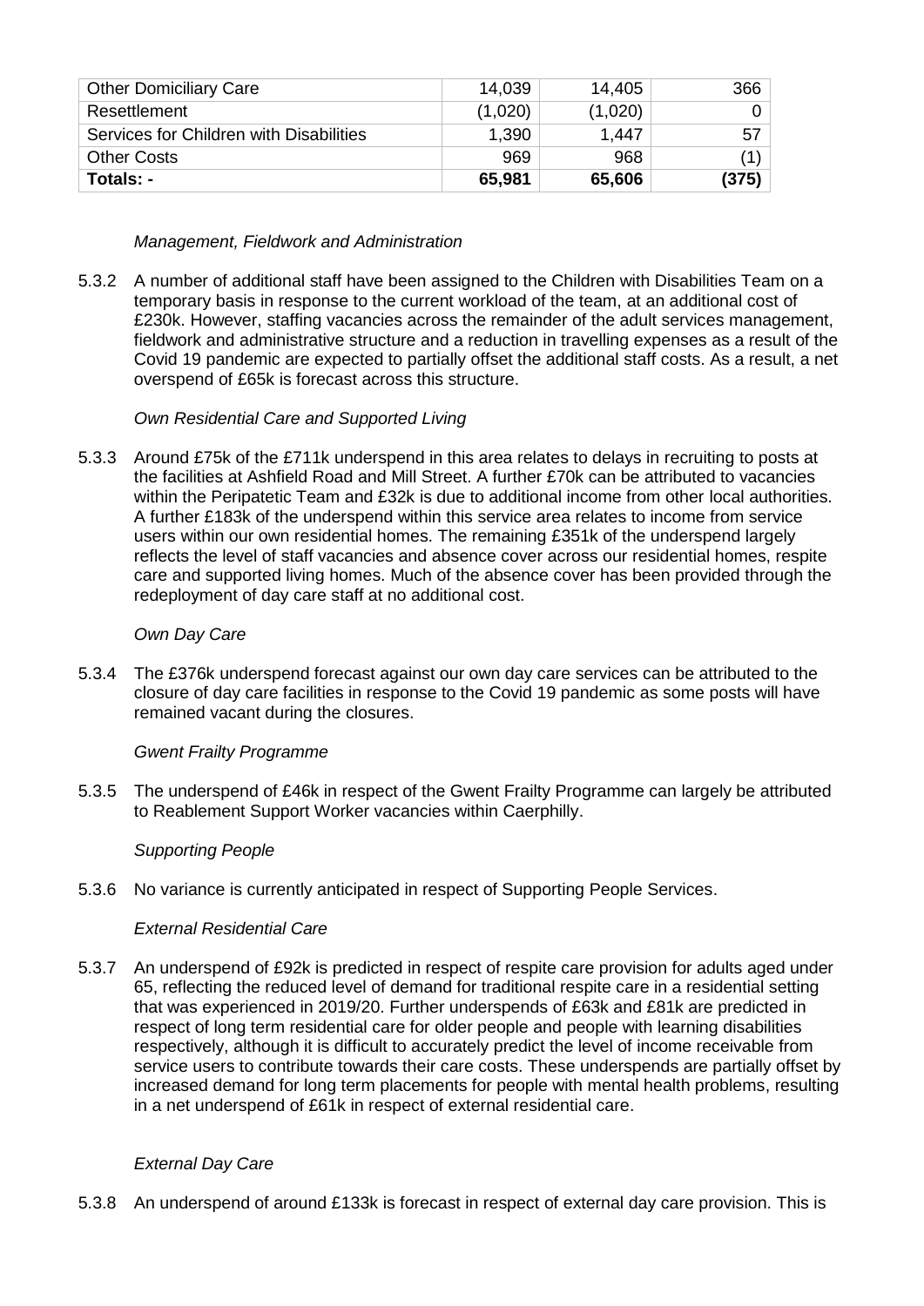| Other Domiciliary Care | 14,039 | 14,405 | 366 |
|---|---|---|---|
| Resettlement | (1,020) | (1,020) | 0 |
| Services for Children with Disabilities | 1,390 | 1,447 | 57 |
| Other Costs | 969 | 968 | (1) |
| **Totals: -** | **65,981** | **65,606** | **(375)** |

*Management, Fieldwork and Administration*

5.3.2 A number of additional staff have been assigned to the Children with Disabilities Team on a temporary basis in response to the current workload of the team, at an additional cost of £230k. However, staffing vacancies across the remainder of the adult services management, fieldwork and administrative structure and a reduction in travelling expenses as a result of the Covid 19 pandemic are expected to partially offset the additional staff costs. As a result, a net overspend of £65k is forecast across this structure.

*Own Residential Care and Supported Living*

5.3.3 Around £75k of the £711k underspend in this area relates to delays in recruiting to posts at the facilities at Ashfield Road and Mill Street. A further £70k can be attributed to vacancies within the Peripatetic Team and £32k is due to additional income from other local authorities. A further £183k of the underspend within this service area relates to income from service users within our own residential homes. The remaining £351k of the underspend largely reflects the level of staff vacancies and absence cover across our residential homes, respite care and supported living homes. Much of the absence cover has been provided through the redeployment of day care staff at no additional cost.

*Own Day Care*

5.3.4 The £376k underspend forecast against our own day care services can be attributed to the closure of day care facilities in response to the Covid 19 pandemic as some posts will have remained vacant during the closures.

*Gwent Frailty Programme*

5.3.5 The underspend of £46k in respect of the Gwent Frailty Programme can largely be attributed to Reablement Support Worker vacancies within Caerphilly.

*Supporting People*

5.3.6 No variance is currently anticipated in respect of Supporting People Services.

*External Residential Care*

5.3.7 An underspend of £92k is predicted in respect of respite care provision for adults aged under 65, reflecting the reduced level of demand for traditional respite care in a residential setting that was experienced in 2019/20. Further underspends of £63k and £81k are predicted in respect of long term residential care for older people and people with learning disabilities respectively, although it is difficult to accurately predict the level of income receivable from service users to contribute towards their care costs. These underspends are partially offset by increased demand for long term placements for people with mental health problems, resulting in a net underspend of £61k in respect of external residential care.

*External Day Care*

5.3.8 An underspend of around £133k is forecast in respect of external day care provision. This is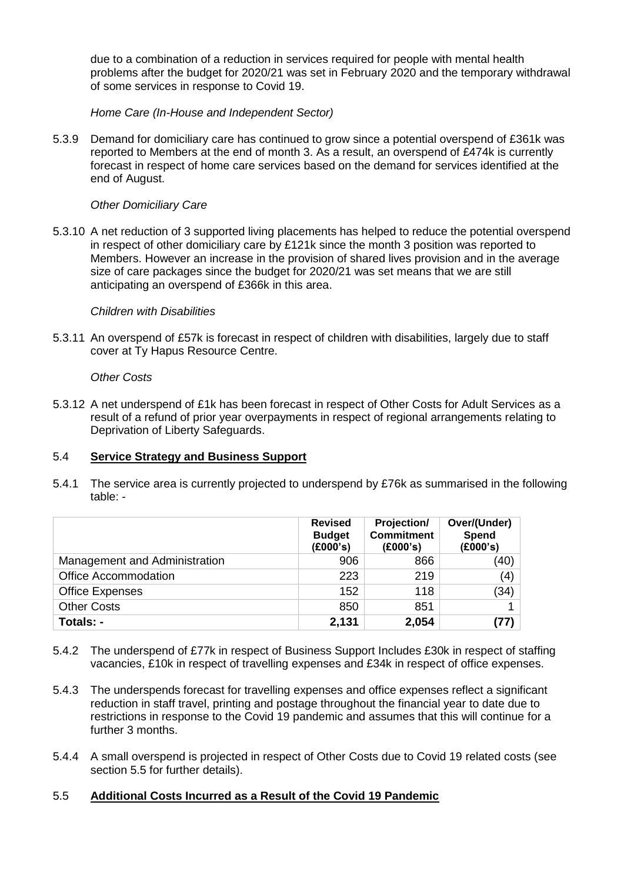due to a combination of a reduction in services required for people with mental health problems after the budget for 2020/21 was set in February 2020 and the temporary withdrawal of some services in response to Covid 19.

*Home Care (In-House and Independent Sector)*

5.3.9 Demand for domiciliary care has continued to grow since a potential overspend of £361k was reported to Members at the end of month 3. As a result, an overspend of £474k is currently forecast in respect of home care services based on the demand for services identified at the end of August.

*Other Domiciliary Care*

5.3.10 A net reduction of 3 supported living placements has helped to reduce the potential overspend in respect of other domiciliary care by £121k since the month 3 position was reported to Members. However an increase in the provision of shared lives provision and in the average size of care packages since the budget for 2020/21 was set means that we are still anticipating an overspend of £366k in this area.

*Children with Disabilities*

5.3.11 An overspend of £57k is forecast in respect of children with disabilities, largely due to staff cover at Ty Hapus Resource Centre.

*Other Costs*

5.3.12 A net underspend of £1k has been forecast in respect of Other Costs for Adult Services as a result of a refund of prior year overpayments in respect of regional arrangements relating to Deprivation of Liberty Safeguards.

## 5.4 Service Strategy and Business Support

5.4.1 The service area is currently projected to underspend by £76k as summarised in the following table: -

| | Revised Budget (£000's) | Projection/ Commitment (£000's) | Over/(Under) Spend (£000's) |
|---|---|---|---|
| Management and Administration | 906 | 866 | (40) |
| Office Accommodation | 223 | 219 | (4) |
| Office Expenses | 152 | 118 | (34) |
| Other Costs | 850 | 851 | 1 |
| **Totals: -** | **2,131** | **2,054** | **(77)** |

5.4.2 The underspend of £77k in respect of Business Support Includes £30k in respect of staffing vacancies, £10k in respect of travelling expenses and £34k in respect of office expenses.

5.4.3 The underspends forecast for travelling expenses and office expenses reflect a significant reduction in staff travel, printing and postage throughout the financial year to date due to restrictions in response to the Covid 19 pandemic and assumes that this will continue for a further 3 months.

5.4.4 A small overspend is projected in respect of Other Costs due to Covid 19 related costs (see section 5.5 for further details).

## 5.5 Additional Costs Incurred as a Result of the Covid 19 Pandemic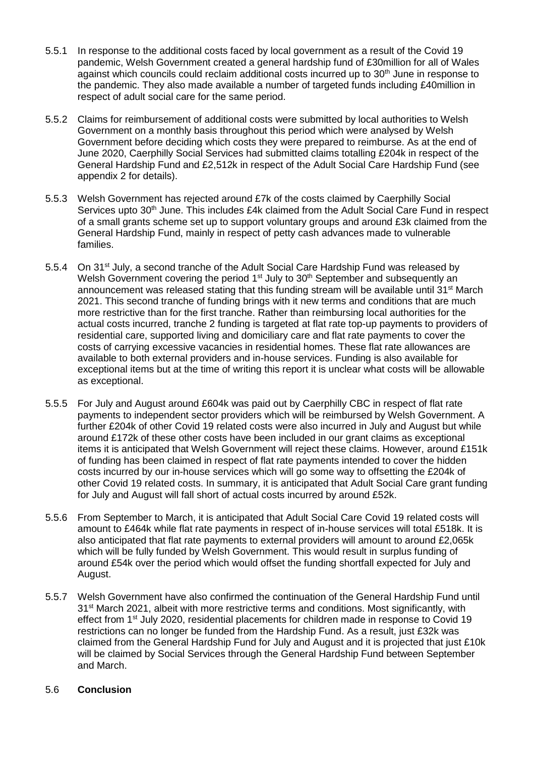5.5.1 In response to the additional costs faced by local government as a result of the Covid 19 pandemic, Welsh Government created a general hardship fund of £30million for all of Wales against which councils could reclaim additional costs incurred up to 30th June in response to the pandemic. They also made available a number of targeted funds including £40million in respect of adult social care for the same period.

5.5.2 Claims for reimbursement of additional costs were submitted by local authorities to Welsh Government on a monthly basis throughout this period which were analysed by Welsh Government before deciding which costs they were prepared to reimburse. As at the end of June 2020, Caerphilly Social Services had submitted claims totalling £204k in respect of the General Hardship Fund and £2,512k in respect of the Adult Social Care Hardship Fund (see appendix 2 for details).

5.5.3 Welsh Government has rejected around £7k of the costs claimed by Caerphilly Social Services upto 30th June. This includes £4k claimed from the Adult Social Care Fund in respect of a small grants scheme set up to support voluntary groups and around £3k claimed from the General Hardship Fund, mainly in respect of petty cash advances made to vulnerable families.

5.5.4 On 31st July, a second tranche of the Adult Social Care Hardship Fund was released by Welsh Government covering the period 1st July to 30th September and subsequently an announcement was released stating that this funding stream will be available until 31st March 2021. This second tranche of funding brings with it new terms and conditions that are much more restrictive than for the first tranche. Rather than reimbursing local authorities for the actual costs incurred, tranche 2 funding is targeted at flat rate top-up payments to providers of residential care, supported living and domiciliary care and flat rate payments to cover the costs of carrying excessive vacancies in residential homes. These flat rate allowances are available to both external providers and in-house services. Funding is also available for exceptional items but at the time of writing this report it is unclear what costs will be allowable as exceptional.

5.5.5 For July and August around £604k was paid out by Caerphilly CBC in respect of flat rate payments to independent sector providers which will be reimbursed by Welsh Government. A further £204k of other Covid 19 related costs were also incurred in July and August but while around £172k of these other costs have been included in our grant claims as exceptional items it is anticipated that Welsh Government will reject these claims. However, around £151k of funding has been claimed in respect of flat rate payments intended to cover the hidden costs incurred by our in-house services which will go some way to offsetting the £204k of other Covid 19 related costs. In summary, it is anticipated that Adult Social Care grant funding for July and August will fall short of actual costs incurred by around £52k.

5.5.6 From September to March, it is anticipated that Adult Social Care Covid 19 related costs will amount to £464k while flat rate payments in respect of in-house services will total £518k. It is also anticipated that flat rate payments to external providers will amount to around £2,065k which will be fully funded by Welsh Government. This would result in surplus funding of around £54k over the period which would offset the funding shortfall expected for July and August.

5.5.7 Welsh Government have also confirmed the continuation of the General Hardship Fund until 31st March 2021, albeit with more restrictive terms and conditions. Most significantly, with effect from 1st July 2020, residential placements for children made in response to Covid 19 restrictions can no longer be funded from the Hardship Fund. As a result, just £32k was claimed from the General Hardship Fund for July and August and it is projected that just £10k will be claimed by Social Services through the General Hardship Fund between September and March.

5.6 **Conclusion**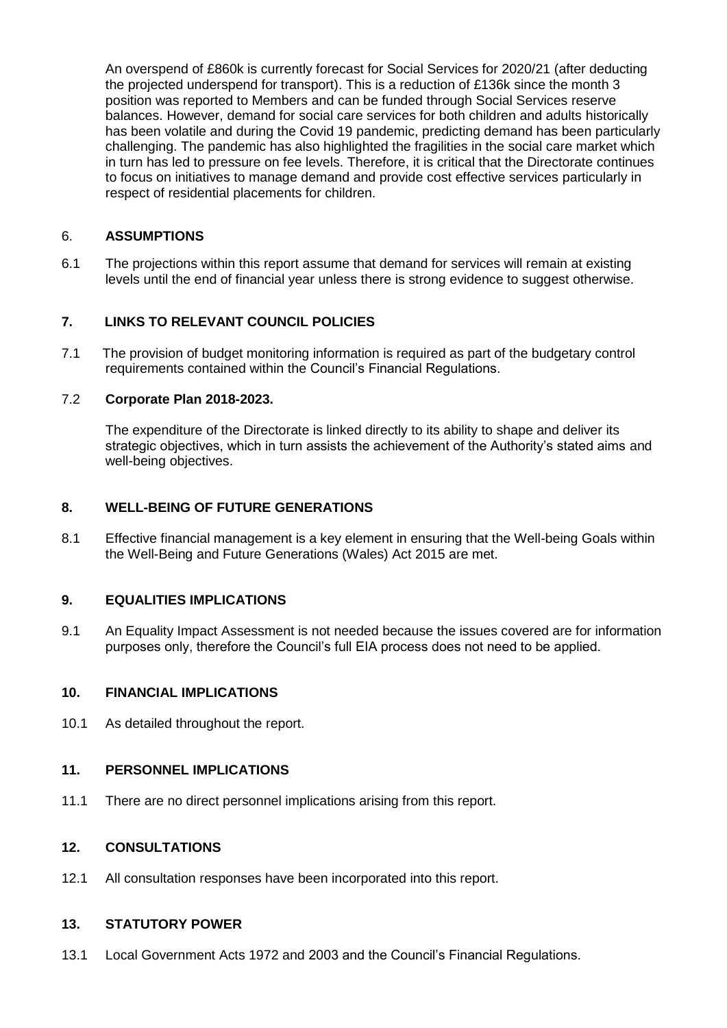An overspend of £860k is currently forecast for Social Services for 2020/21 (after deducting the projected underspend for transport). This is a reduction of £136k since the month 3 position was reported to Members and can be funded through Social Services reserve balances. However, demand for social care services for both children and adults historically has been volatile and during the Covid 19 pandemic, predicting demand has been particularly challenging. The pandemic has also highlighted the fragilities in the social care market which in turn has led to pressure on fee levels. Therefore, it is critical that the Directorate continues to focus on initiatives to manage demand and provide cost effective services particularly in respect of residential placements for children.

## 6. ASSUMPTIONS

6.1 The projections within this report assume that demand for services will remain at existing levels until the end of financial year unless there is strong evidence to suggest otherwise.

## 7. LINKS TO RELEVANT COUNCIL POLICIES

7.1 The provision of budget monitoring information is required as part of the budgetary control requirements contained within the Council's Financial Regulations.

7.2 **Corporate Plan 2018-2023.**

The expenditure of the Directorate is linked directly to its ability to shape and deliver its strategic objectives, which in turn assists the achievement of the Authority's stated aims and well-being objectives.

## 8. WELL-BEING OF FUTURE GENERATIONS

8.1 Effective financial management is a key element in ensuring that the Well-being Goals within the Well-Being and Future Generations (Wales) Act 2015 are met.

## 9. EQUALITIES IMPLICATIONS

9.1 An Equality Impact Assessment is not needed because the issues covered are for information purposes only, therefore the Council's full EIA process does not need to be applied.

## 10. FINANCIAL IMPLICATIONS

10.1 As detailed throughout the report.

## 11. PERSONNEL IMPLICATIONS

11.1 There are no direct personnel implications arising from this report.

## 12. CONSULTATIONS

12.1 All consultation responses have been incorporated into this report.

## 13. STATUTORY POWER

13.1 Local Government Acts 1972 and 2003 and the Council's Financial Regulations.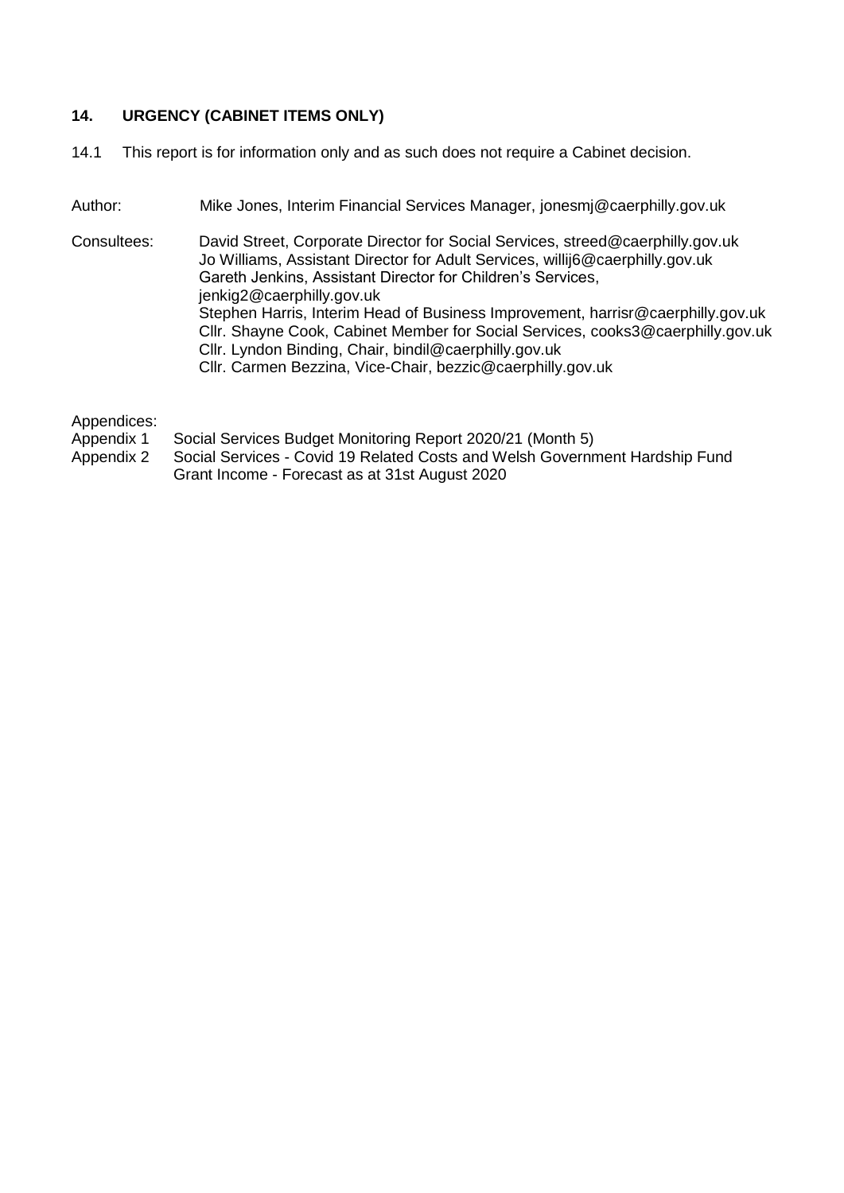## 14. URGENCY (CABINET ITEMS ONLY)

14.1 This report is for information only and as such does not require a Cabinet decision.

Author: Mike Jones, Interim Financial Services Manager, jonesmj@caerphilly.gov.uk

Consultees: David Street, Corporate Director for Social Services, streed@caerphilly.gov.uk
Jo Williams, Assistant Director for Adult Services, willij6@caerphilly.gov.uk
Gareth Jenkins, Assistant Director for Children's Services, jenkig2@caerphilly.gov.uk
Stephen Harris, Interim Head of Business Improvement, harrisr@caerphilly.gov.uk
Cllr. Shayne Cook, Cabinet Member for Social Services, cooks3@caerphilly.gov.uk
Cllr. Lyndon Binding, Chair, bindil@caerphilly.gov.uk
Cllr. Carmen Bezzina, Vice-Chair, bezzic@caerphilly.gov.uk

Appendices:
Appendix 1 Social Services Budget Monitoring Report 2020/21 (Month 5)
Appendix 2 Social Services - Covid 19 Related Costs and Welsh Government Hardship Fund Grant Income - Forecast as at 31st August 2020